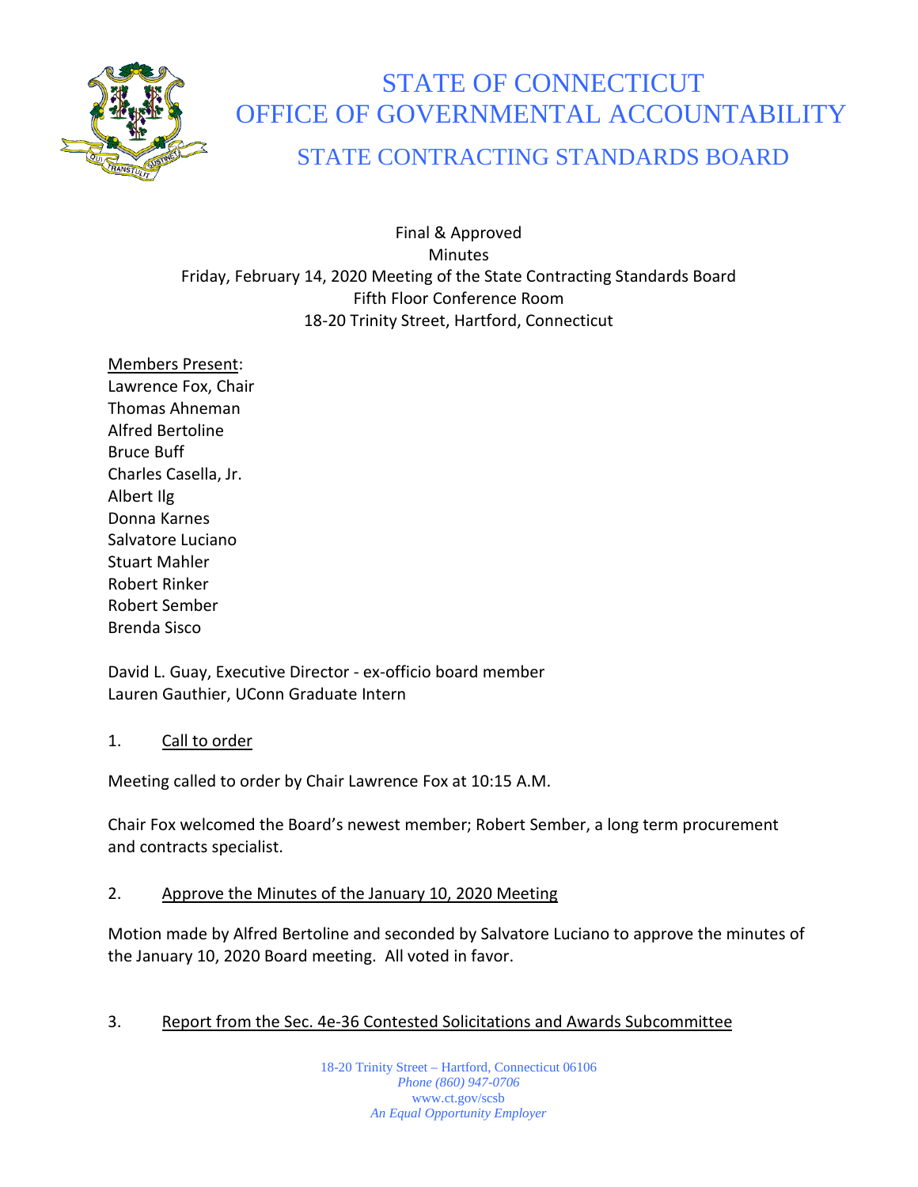# STATE OF CONNECTICUT
# OFFICE OF GOVERNMENTAL ACCOUNTABILITY
## STATE CONTRACTING STANDARDS BOARD

Final & Approved
Minutes
Friday, February 14, 2020 Meeting of the State Contracting Standards Board
Fifth Floor Conference Room
18-20 Trinity Street, Hartford, Connecticut

Members Present:
Lawrence Fox, Chair
Thomas Ahneman
Alfred Bertoline
Bruce Buff
Charles Casella, Jr.
Albert Ilg
Donna Karnes
Salvatore Luciano
Stuart Mahler
Robert Rinker
Robert Sember
Brenda Sisco

David L. Guay, Executive Director - ex-officio board member
Lauren Gauthier, UConn Graduate Intern

1. Call to order

Meeting called to order by Chair Lawrence Fox at 10:15 A.M.

Chair Fox welcomed the Board's newest member; Robert Sember, a long term procurement and contracts specialist.

2. Approve the Minutes of the January 10, 2020 Meeting

Motion made by Alfred Bertoline and seconded by Salvatore Luciano to approve the minutes of the January 10, 2020 Board meeting. All voted in favor.

3. Report from the Sec. 4e-36 Contested Solicitations and Awards Subcommittee

18-20 Trinity Street – Hartford, Connecticut 06106
*Phone (860) 947-0706*
www.ct.gov/scsb
*An Equal Opportunity Employer*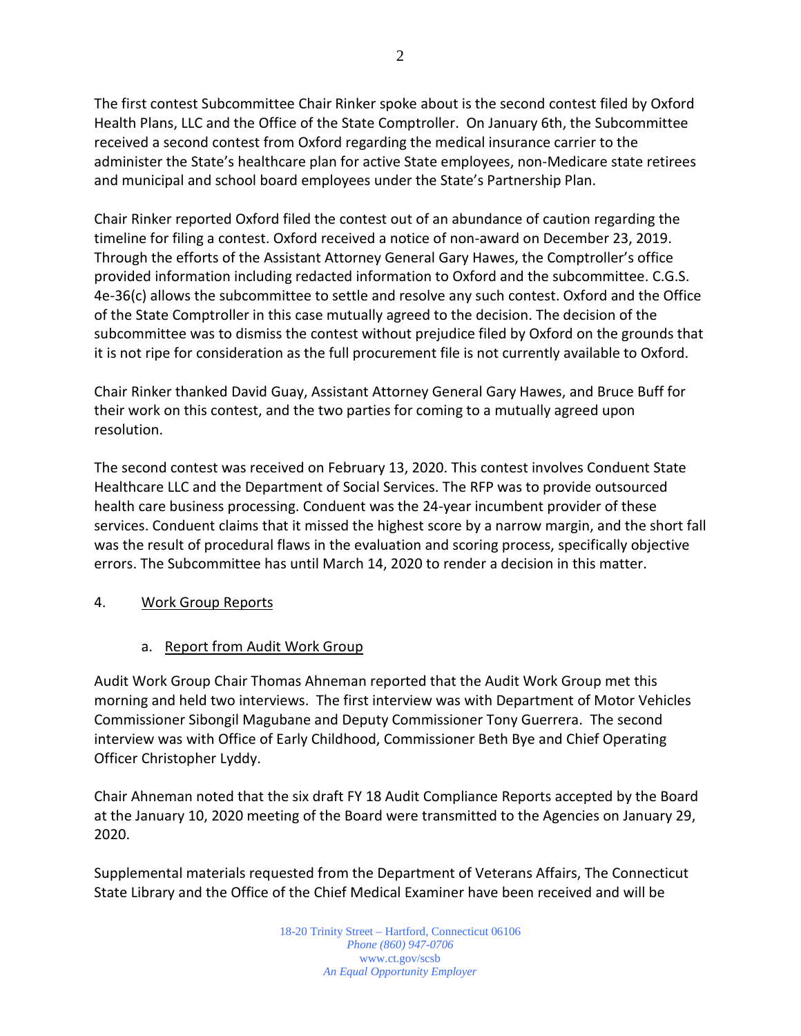The first contest Subcommittee Chair Rinker spoke about is the second contest filed by Oxford Health Plans, LLC and the Office of the State Comptroller. On January 6th, the Subcommittee received a second contest from Oxford regarding the medical insurance carrier to the administer the State's healthcare plan for active State employees, non-Medicare state retirees and municipal and school board employees under the State's Partnership Plan.

Chair Rinker reported Oxford filed the contest out of an abundance of caution regarding the timeline for filing a contest. Oxford received a notice of non-award on December 23, 2019. Through the efforts of the Assistant Attorney General Gary Hawes, the Comptroller's office provided information including redacted information to Oxford and the subcommittee. C.G.S. 4e-36(c) allows the subcommittee to settle and resolve any such contest. Oxford and the Office of the State Comptroller in this case mutually agreed to the decision. The decision of the subcommittee was to dismiss the contest without prejudice filed by Oxford on the grounds that it is not ripe for consideration as the full procurement file is not currently available to Oxford.

Chair Rinker thanked David Guay, Assistant Attorney General Gary Hawes, and Bruce Buff for their work on this contest, and the two parties for coming to a mutually agreed upon resolution.

The second contest was received on February 13, 2020. This contest involves Conduent State Healthcare LLC and the Department of Social Services. The RFP was to provide outsourced health care business processing. Conduent was the 24-year incumbent provider of these services. Conduent claims that it missed the highest score by a narrow margin, and the short fall was the result of procedural flaws in the evaluation and scoring process, specifically objective errors. The Subcommittee has until March 14, 2020 to render a decision in this matter.

4. Work Group Reports

a. Report from Audit Work Group

Audit Work Group Chair Thomas Ahneman reported that the Audit Work Group met this morning and held two interviews. The first interview was with Department of Motor Vehicles Commissioner Sibongil Magubane and Deputy Commissioner Tony Guerrera. The second interview was with Office of Early Childhood, Commissioner Beth Bye and Chief Operating Officer Christopher Lyddy.

Chair Ahneman noted that the six draft FY 18 Audit Compliance Reports accepted by the Board at the January 10, 2020 meeting of the Board were transmitted to the Agencies on January 29, 2020.

Supplemental materials requested from the Department of Veterans Affairs, The Connecticut State Library and the Office of the Chief Medical Examiner have been received and will be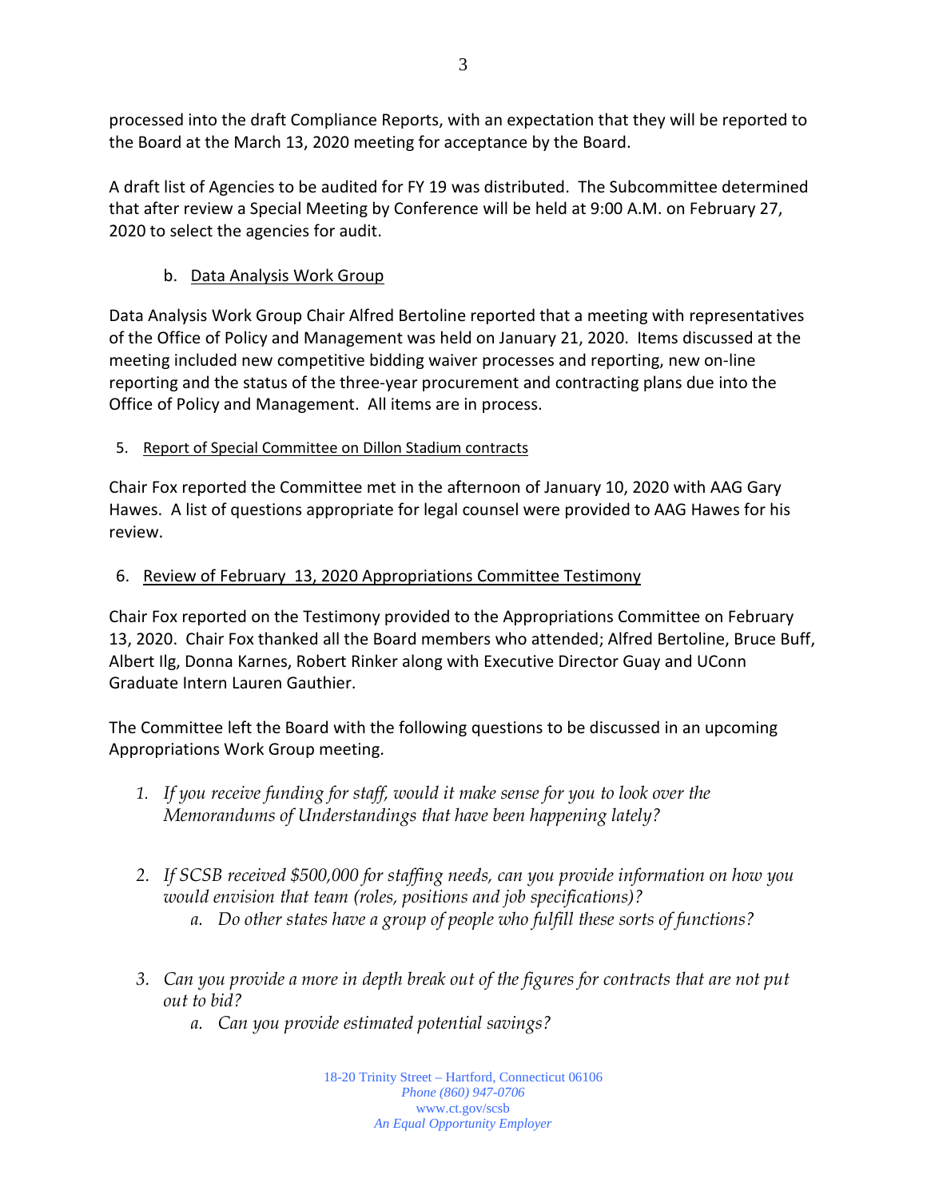processed into the draft Compliance Reports, with an expectation that they will be reported to the Board at the March 13, 2020 meeting for acceptance by the Board.

A draft list of Agencies to be audited for FY 19 was distributed. The Subcommittee determined that after review a Special Meeting by Conference will be held at 9:00 A.M. on February 27, 2020 to select the agencies for audit.

b. Data Analysis Work Group

Data Analysis Work Group Chair Alfred Bertoline reported that a meeting with representatives of the Office of Policy and Management was held on January 21, 2020. Items discussed at the meeting included new competitive bidding waiver processes and reporting, new on-line reporting and the status of the three-year procurement and contracting plans due into the Office of Policy and Management. All items are in process.

5. Report of Special Committee on Dillon Stadium contracts

Chair Fox reported the Committee met in the afternoon of January 10, 2020 with AAG Gary Hawes. A list of questions appropriate for legal counsel were provided to AAG Hawes for his review.

6. Review of February 13, 2020 Appropriations Committee Testimony

Chair Fox reported on the Testimony provided to the Appropriations Committee on February 13, 2020. Chair Fox thanked all the Board members who attended; Alfred Bertoline, Bruce Buff, Albert Ilg, Donna Karnes, Robert Rinker along with Executive Director Guay and UConn Graduate Intern Lauren Gauthier.

The Committee left the Board with the following questions to be discussed in an upcoming Appropriations Work Group meeting.

1. *If you receive funding for staff, would it make sense for you to look over the Memorandums of Understandings that have been happening lately?*

2. *If SCSB received $500,000 for staffing needs, can you provide information on how you would envision that team (roles, positions and job specifications)?*
   a. *Do other states have a group of people who fulfill these sorts of functions?*

3. *Can you provide a more in depth break out of the figures for contracts that are not put out to bid?*
   a. *Can you provide estimated potential savings?*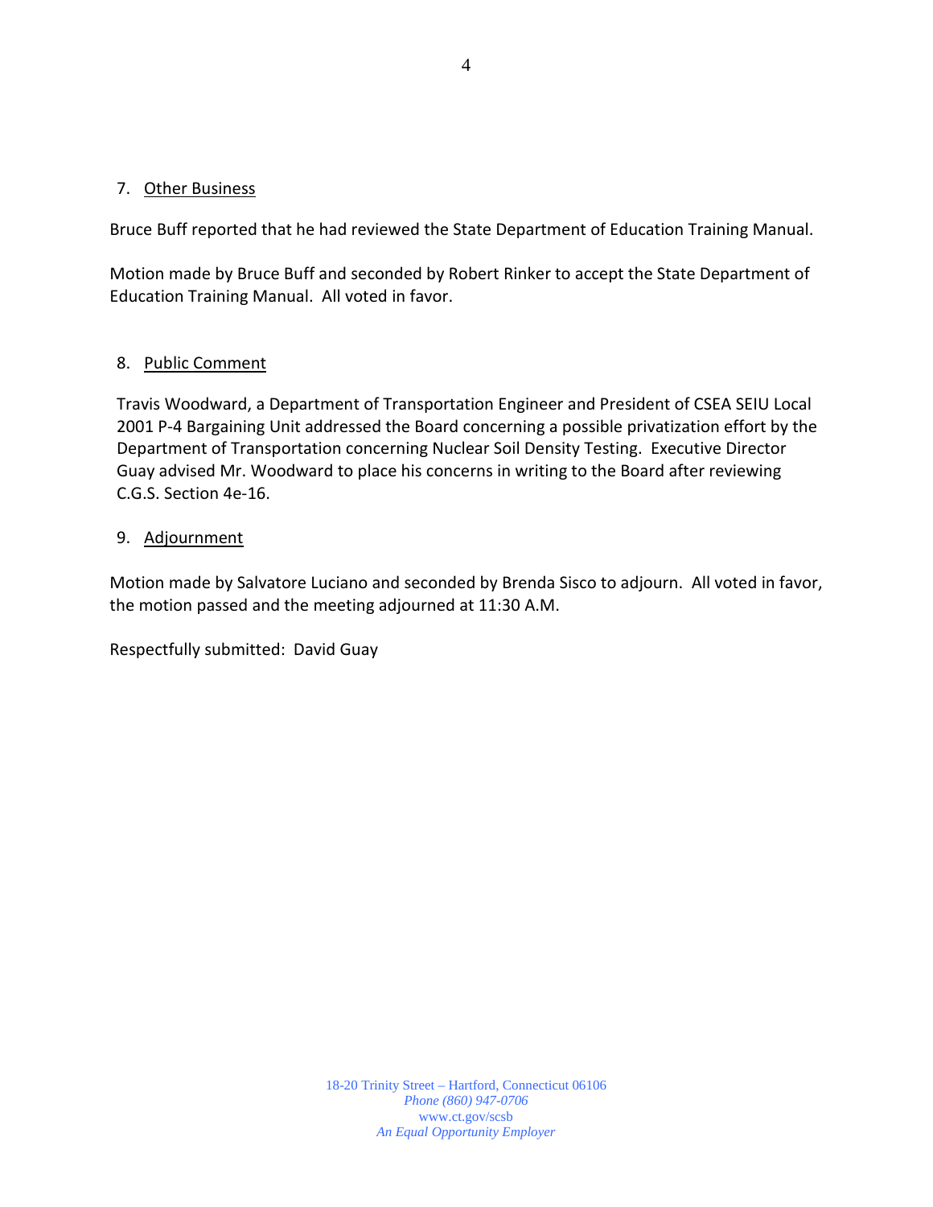7. Other Business

Bruce Buff reported that he had reviewed the State Department of Education Training Manual.

Motion made by Bruce Buff and seconded by Robert Rinker to accept the State Department of Education Training Manual. All voted in favor.

8. Public Comment

Travis Woodward, a Department of Transportation Engineer and President of CSEA SEIU Local 2001 P-4 Bargaining Unit addressed the Board concerning a possible privatization effort by the Department of Transportation concerning Nuclear Soil Density Testing. Executive Director Guay advised Mr. Woodward to place his concerns in writing to the Board after reviewing C.G.S. Section 4e-16.

9. Adjournment

Motion made by Salvatore Luciano and seconded by Brenda Sisco to adjourn. All voted in favor, the motion passed and the meeting adjourned at 11:30 A.M.

Respectfully submitted: David Guay